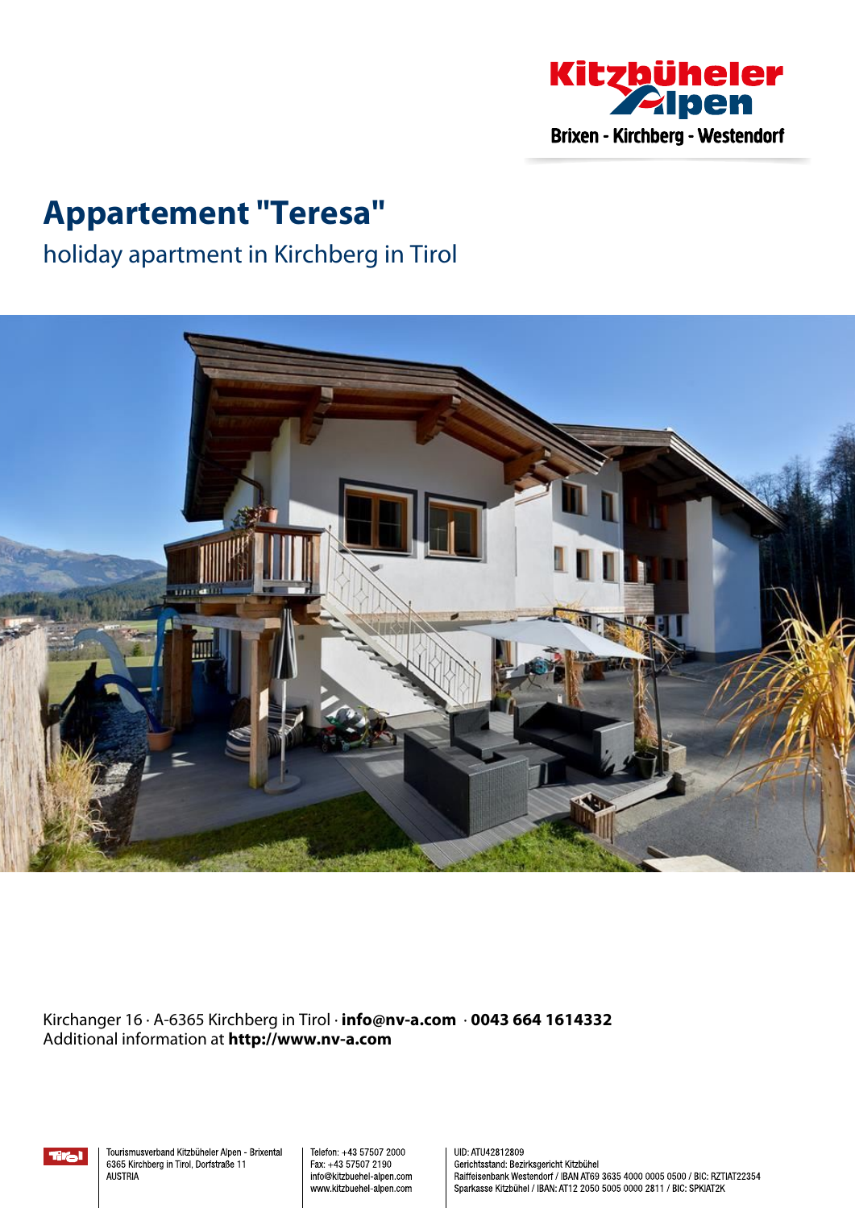Kitzbüheler Alpen
Brixen - Kirchberg - Westendorf

# Appartement "Teresa"

## holiday apartment in Kirchberg in Tirol

Kirchanger 16 · A-6365 Kirchberg in Tirol · **info@nv-a.com** · **0043 664 1614332**
Additional information at **http://www.nv-a.com**

Tourismusverband Kitzbüheler Alpen - Brixental
6365 Kirchberg in Tirol, Dorfstraße 11
AUSTRIA

Telefon: +43 57507 2000
Fax: +43 57507 2190
info@kitzbuehel-alpen.com
www.kitzbuehel-alpen.com

UID: ATU42812809
Gerichtsstand: Bezirksgericht Kitzbühel
Raiffeisenbank Westendorf / IBAN AT69 3635 4000 0005 0500 / BIC: RZTIAT22354
Sparkasse Kitzbühel / IBAN: AT12 2050 5005 0000 2811 / BIC: SPKIAT2K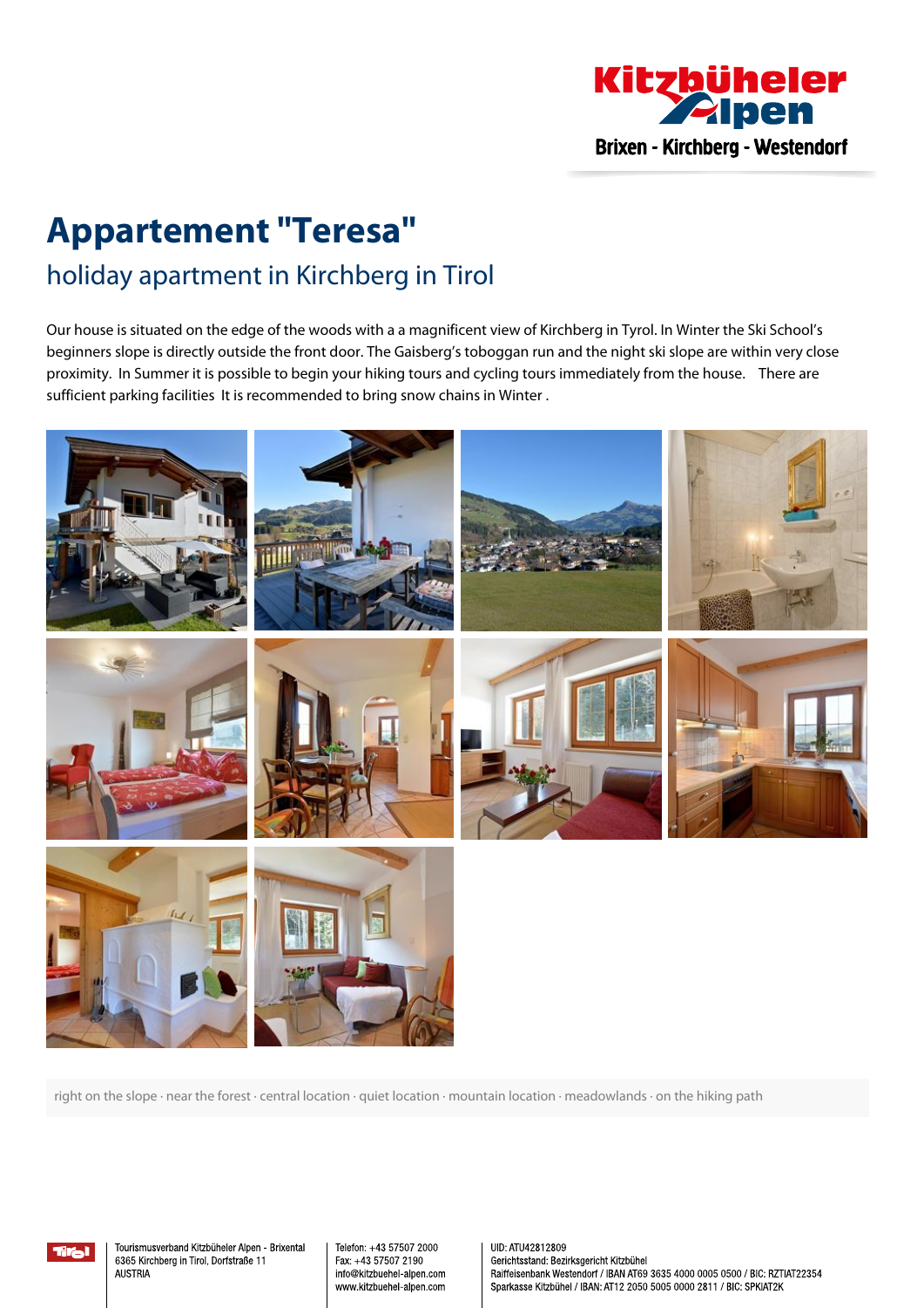# Appartement "Teresa"

## holiday apartment in Kirchberg in Tirol

Our house is situated on the edge of the woods with a a magnificent view of Kirchberg in Tyrol. In Winter the Ski School's beginners slope is directly outside the front door. The Gaisberg's toboggan run and the night ski slope are within very close proximity.  In Summer it is possible to begin your hiking tours and cycling tours immediately from the house.    There are sufficient parking facilities  It is recommended to bring snow chains in Winter .

right on the slope · near the forest · central location · quiet location · mountain location · meadowlands · on the hiking path

Tourismusverband Kitzbüheler Alpen - Brixental
6365 Kirchberg in Tirol, Dorfstraße 11
AUSTRIA

Telefon: +43 57507 2000
Fax: +43 57507 2190
info@kitzbuehel-alpen.com
www.kitzbuehel-alpen.com

UID: ATU42812809
Gerichtsstand: Bezirksgericht Kitzbühel
Raiffeisenbank Westendorf / IBAN AT69 3635 4000 0005 0500 / BIC: RZTIAT22354
Sparkasse Kitzbühel / IBAN: AT12 2050 5005 0000 2811 / BIC: SPKIAT2K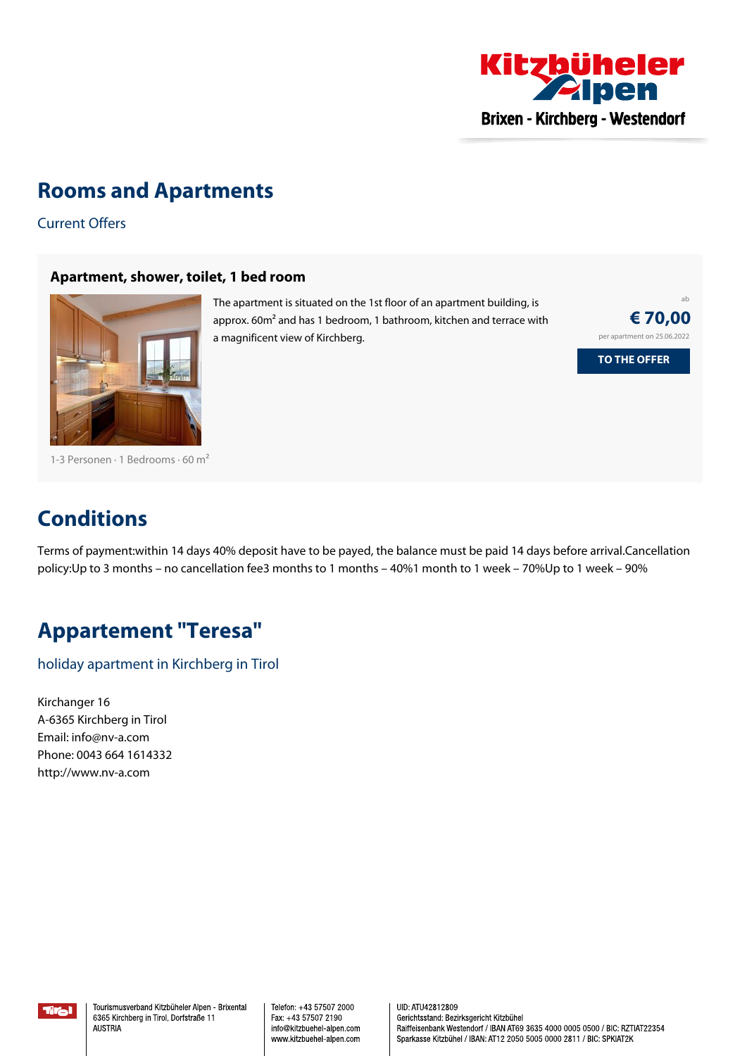# Rooms and Apartments

Current Offers

### Apartment, shower, toilet, 1 bed room

The apartment is situated on the 1st floor of an apartment building, is approx. 60m² and has 1 bedroom, 1 bathroom, kitchen and terrace with a magnificent view of Kirchberg.

ab

**€ 70,00**

per apartment on 25.06.2022

**TO THE OFFER**

1-3 Personen · 1 Bedrooms · 60 m²

## Conditions

Terms of payment:within 14 days 40% deposit have to be payed, the balance must be paid 14 days before arrival.Cancellation policy:Up to 3 months – no cancellation fee3 months to 1 months – 40%1 month to 1 week – 70%Up to 1 week – 90%

## Appartement "Teresa"

holiday apartment in Kirchberg in Tirol

Kirchanger 16
A-6365 Kirchberg in Tirol
Email: info@nv-a.com
Phone: 0043 664 1614332
http://www.nv-a.com